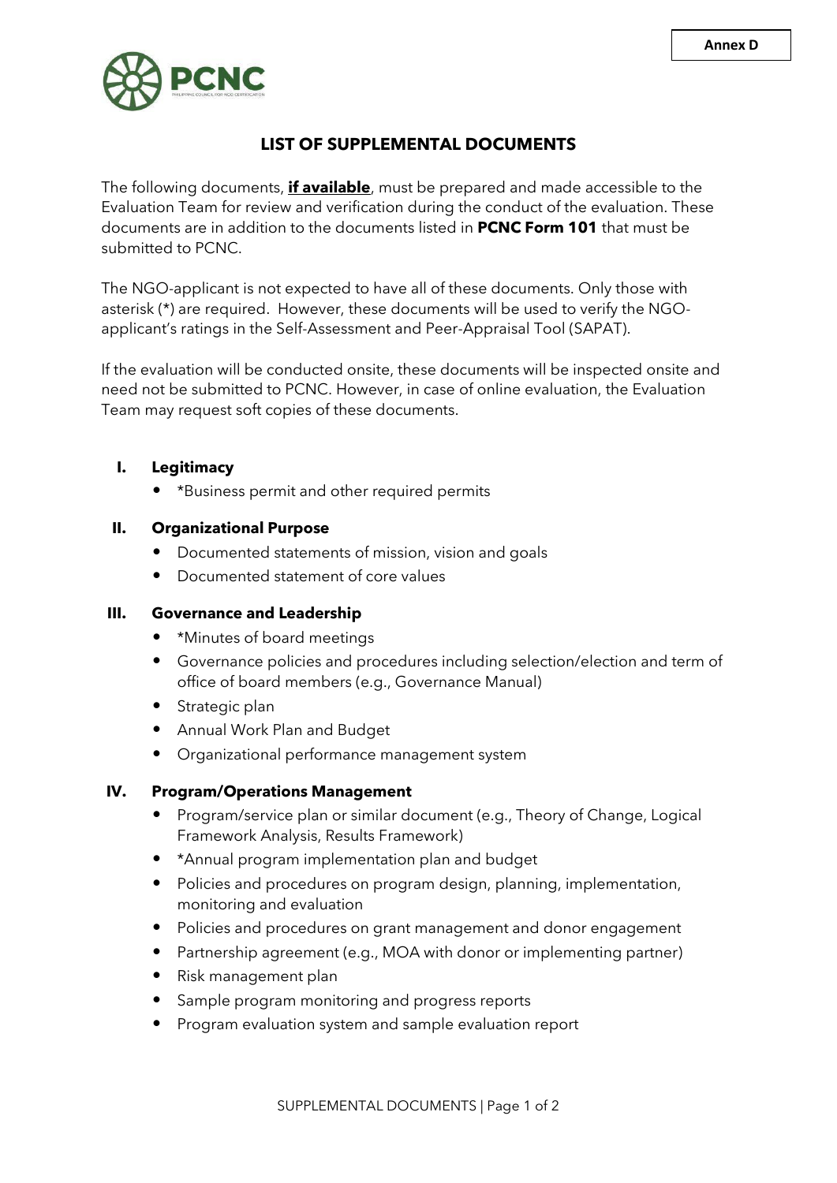Annex D

PCNC

# LIST OF SUPPLEMENTAL DOCUMENTS

The following documents, **__if available__**, must be prepared and made accessible to the Evaluation Team for review and verification during the conduct of the evaluation. These documents are in addition to the documents listed in **PCNC Form 101** that must be submitted to PCNC.

The NGO-applicant is not expected to have all of these documents. Only those with asterisk (*) are required. However, these documents will be used to verify the NGO-applicant's ratings in the Self-Assessment and Peer-Appraisal Tool (SAPAT).

If the evaluation will be conducted onsite, these documents will be inspected onsite and need not be submitted to PCNC. However, in case of online evaluation, the Evaluation Team may request soft copies of these documents.

## I. Legitimacy

- *Business permit and other required permits

## II. Organizational Purpose

- Documented statements of mission, vision and goals
- Documented statement of core values

## III. Governance and Leadership

- *Minutes of board meetings
- Governance policies and procedures including selection/election and term of office of board members (e.g., Governance Manual)
- Strategic plan
- Annual Work Plan and Budget
- Organizational performance management system

## IV. Program/Operations Management

- Program/service plan or similar document (e.g., Theory of Change, Logical Framework Analysis, Results Framework)
- *Annual program implementation plan and budget
- Policies and procedures on program design, planning, implementation, monitoring and evaluation
- Policies and procedures on grant management and donor engagement
- Partnership agreement (e.g., MOA with donor or implementing partner)
- Risk management plan
- Sample program monitoring and progress reports
- Program evaluation system and sample evaluation report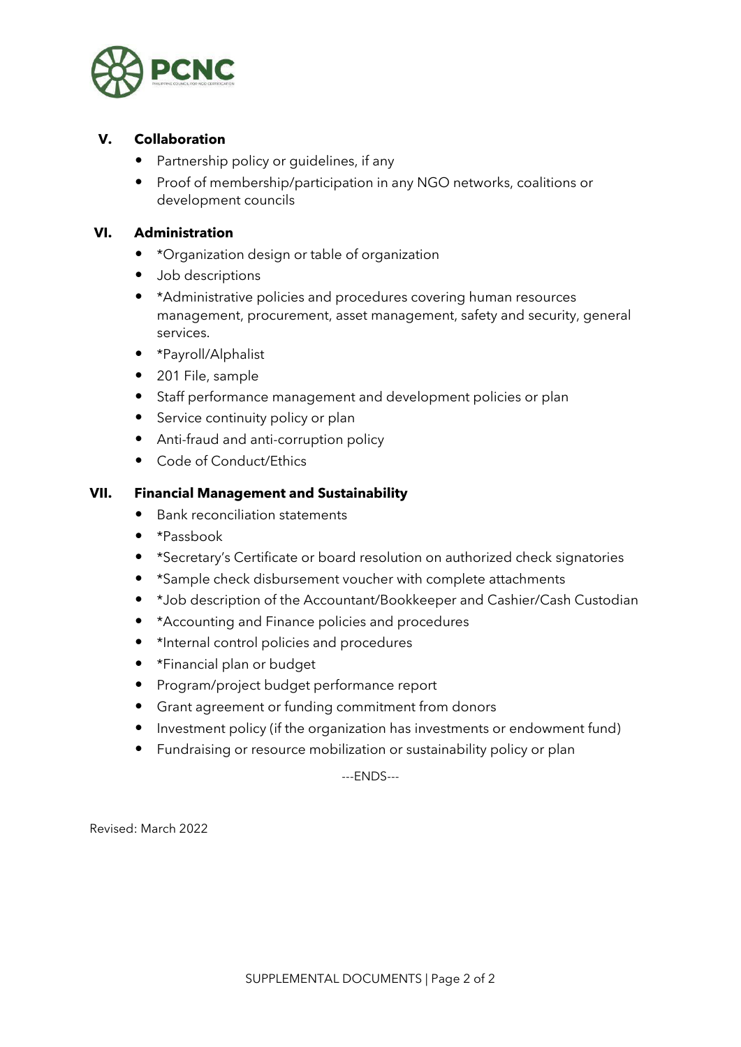## V. Collaboration

- Partnership policy or guidelines, if any
- Proof of membership/participation in any NGO networks, coalitions or development councils

## VI. Administration

- *Organization design or table of organization
- Job descriptions
- *Administrative policies and procedures covering human resources management, procurement, asset management, safety and security, general services.
- *Payroll/Alphalist
- 201 File, sample
- Staff performance management and development policies or plan
- Service continuity policy or plan
- Anti-fraud and anti-corruption policy
- Code of Conduct/Ethics

## VII. Financial Management and Sustainability

- Bank reconciliation statements
- *Passbook
- *Secretary's Certificate or board resolution on authorized check signatories
- *Sample check disbursement voucher with complete attachments
- *Job description of the Accountant/Bookkeeper and Cashier/Cash Custodian
- *Accounting and Finance policies and procedures
- *Internal control policies and procedures
- *Financial plan or budget
- Program/project budget performance report
- Grant agreement or funding commitment from donors
- Investment policy (if the organization has investments or endowment fund)
- Fundraising or resource mobilization or sustainability policy or plan

---ENDS---

Revised: March 2022